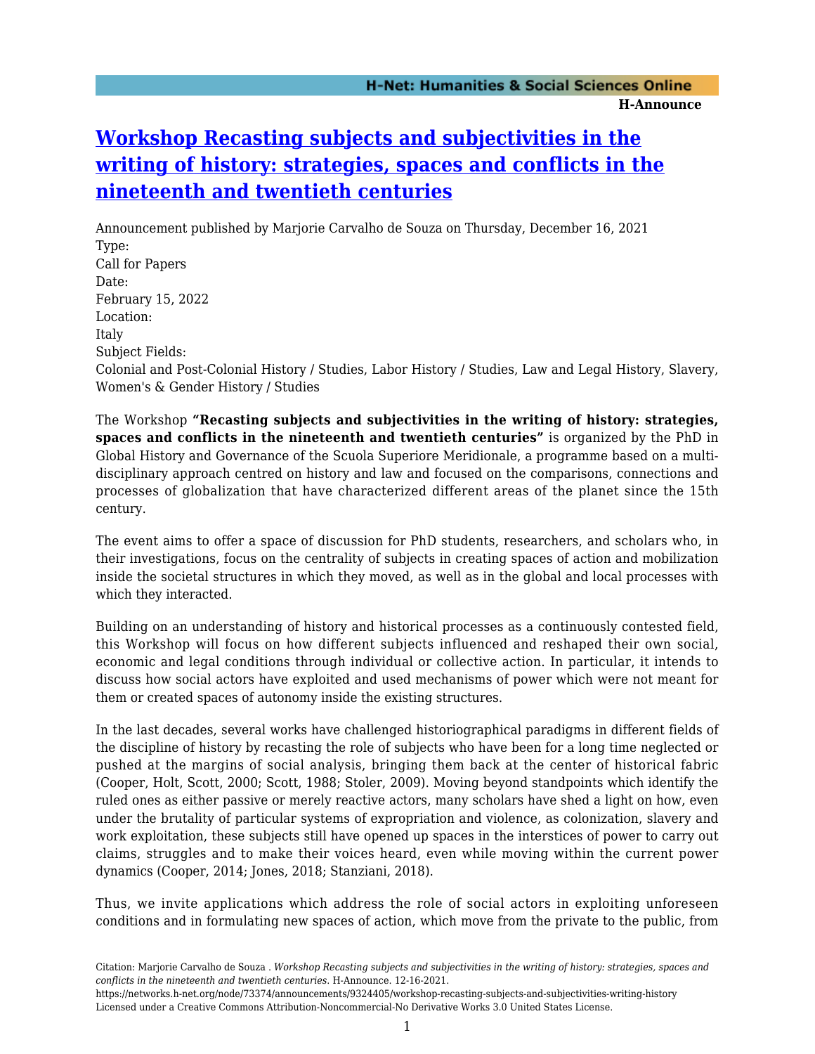# Workshop Recasting subjects and subjectivities in the writing of history: strategies, spaces and conflicts in the nineteenth and twentieth centuries

Announcement published by Marjorie Carvalho de Souza on Thursday, December 16, 2021

Type:
Call for Papers

Date:
February 15, 2022

Location:
Italy

Subject Fields:
Colonial and Post-Colonial History / Studies, Labor History / Studies, Law and Legal History, Slavery, Women's & Gender History / Studies

The Workshop **"Recasting subjects and subjectivities in the writing of history: strategies, spaces and conflicts in the nineteenth and twentieth centuries"** is organized by the PhD in Global History and Governance of the Scuola Superiore Meridionale, a programme based on a multi-disciplinary approach centred on history and law and focused on the comparisons, connections and processes of globalization that have characterized different areas of the planet since the 15th century.

The event aims to offer a space of discussion for PhD students, researchers, and scholars who, in their investigations, focus on the centrality of subjects in creating spaces of action and mobilization inside the societal structures in which they moved, as well as in the global and local processes with which they interacted.

Building on an understanding of history and historical processes as a continuously contested field, this Workshop will focus on how different subjects influenced and reshaped their own social, economic and legal conditions through individual or collective action. In particular, it intends to discuss how social actors have exploited and used mechanisms of power which were not meant for them or created spaces of autonomy inside the existing structures.

In the last decades, several works have challenged historiographical paradigms in different fields of the discipline of history by recasting the role of subjects who have been for a long time neglected or pushed at the margins of social analysis, bringing them back at the center of historical fabric (Cooper, Holt, Scott, 2000; Scott, 1988; Stoler, 2009). Moving beyond standpoints which identify the ruled ones as either passive or merely reactive actors, many scholars have shed a light on how, even under the brutality of particular systems of expropriation and violence, as colonization, slavery and work exploitation, these subjects still have opened up spaces in the interstices of power to carry out claims, struggles and to make their voices heard, even while moving within the current power dynamics (Cooper, 2014; Jones, 2018; Stanziani, 2018).

Thus, we invite applications which address the role of social actors in exploiting unforeseen conditions and in formulating new spaces of action, which move from the private to the public, from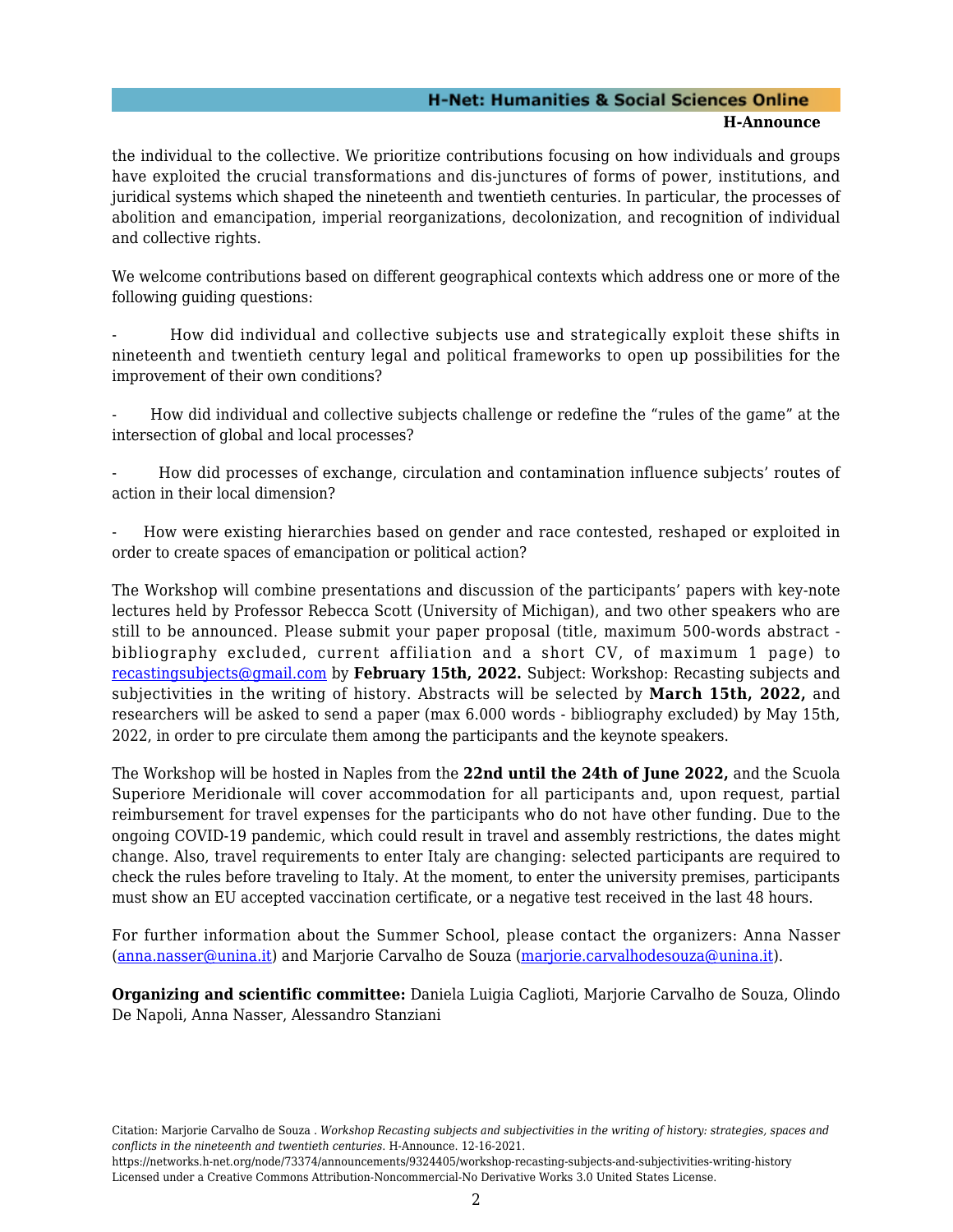the individual to the collective. We prioritize contributions focusing on how individuals and groups have exploited the crucial transformations and dis-junctures of forms of power, institutions, and juridical systems which shaped the nineteenth and twentieth centuries. In particular, the processes of abolition and emancipation, imperial reorganizations, decolonization, and recognition of individual and collective rights.

We welcome contributions based on different geographical contexts which address one or more of the following guiding questions:

- How did individual and collective subjects use and strategically exploit these shifts in nineteenth and twentieth century legal and political frameworks to open up possibilities for the improvement of their own conditions?

- How did individual and collective subjects challenge or redefine the "rules of the game" at the intersection of global and local processes?

- How did processes of exchange, circulation and contamination influence subjects' routes of action in their local dimension?

- How were existing hierarchies based on gender and race contested, reshaped or exploited in order to create spaces of emancipation or political action?

The Workshop will combine presentations and discussion of the participants' papers with key-note lectures held by Professor Rebecca Scott (University of Michigan), and two other speakers who are still to be announced. Please submit your paper proposal (title, maximum 500-words abstract - bibliography excluded, current affiliation and a short CV, of maximum 1 page) to [recastingsubjects@gmail.com](mailto:recastingsubjects@gmail.com) by **February 15th, 2022.** Subject: Workshop: Recasting subjects and subjectivities in the writing of history. Abstracts will be selected by **March 15th, 2022,** and researchers will be asked to send a paper (max 6.000 words - bibliography excluded) by May 15th, 2022, in order to pre circulate them among the participants and the keynote speakers.

The Workshop will be hosted in Naples from the **22nd until the 24th of June 2022,** and the Scuola Superiore Meridionale will cover accommodation for all participants and, upon request, partial reimbursement for travel expenses for the participants who do not have other funding. Due to the ongoing COVID-19 pandemic, which could result in travel and assembly restrictions, the dates might change. Also, travel requirements to enter Italy are changing: selected participants are required to check the rules before traveling to Italy. At the moment, to enter the university premises, participants must show an EU accepted vaccination certificate, or a negative test received in the last 48 hours.

For further information about the Summer School, please contact the organizers: Anna Nasser ([anna.nasser@unina.it](mailto:anna.nasser@unina.it)) and Marjorie Carvalho de Souza ([marjorie.carvalhodesouza@unina.it](mailto:marjorie.carvalhodesouza@unina.it)).

**Organizing and scientific committee:** Daniela Luigia Caglioti, Marjorie Carvalho de Souza, Olindo De Napoli, Anna Nasser, Alessandro Stanziani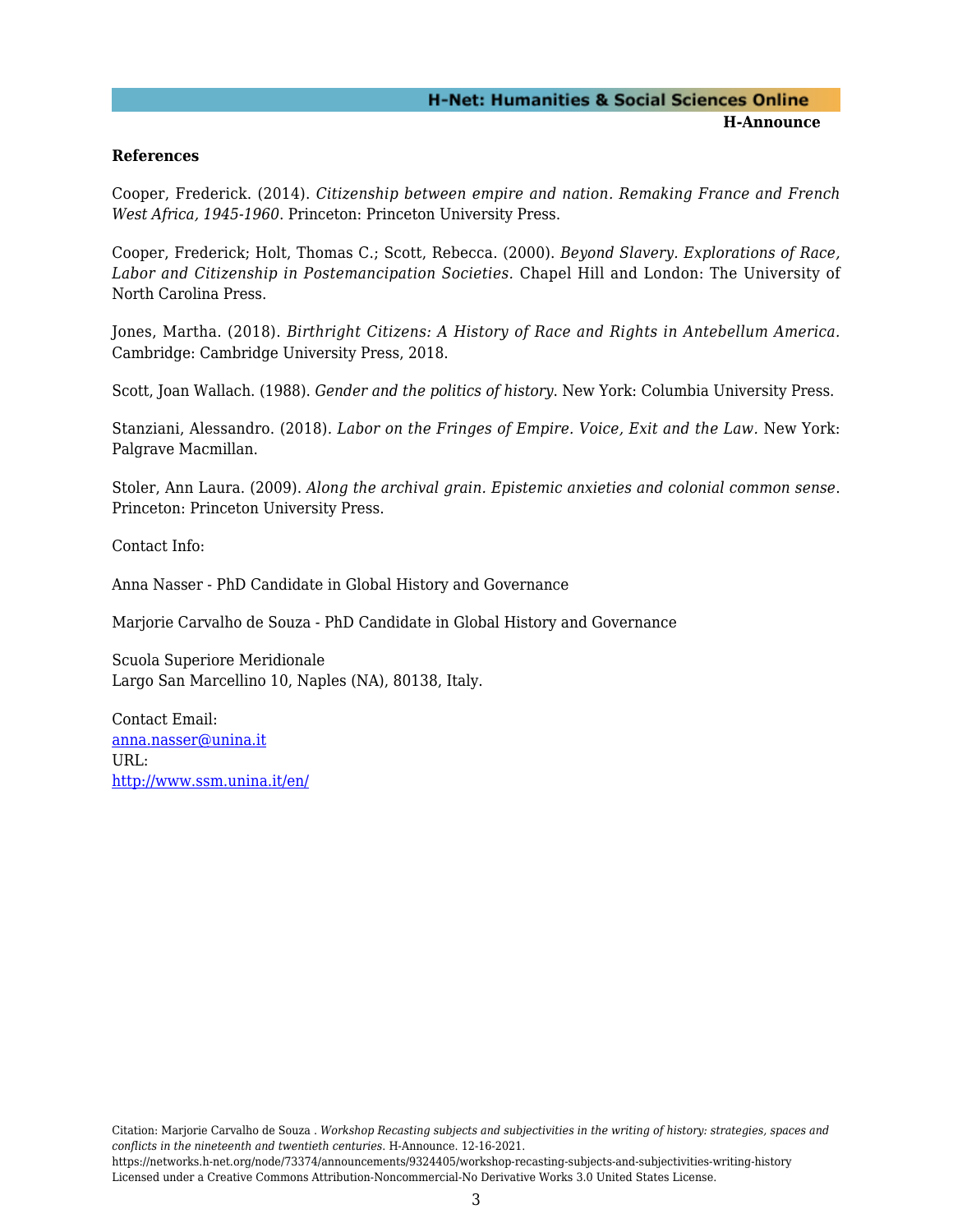**References**

Cooper, Frederick. (2014). *Citizenship between empire and nation. Remaking France and French West Africa, 1945-1960*. Princeton: Princeton University Press.

Cooper, Frederick; Holt, Thomas C.; Scott, Rebecca. (2000). *Beyond Slavery. Explorations of Race, Labor and Citizenship in Postemancipation Societies.* Chapel Hill and London: The University of North Carolina Press.

Jones, Martha. (2018). *Birthright Citizens: A History of Race and Rights in Antebellum America.* Cambridge: Cambridge University Press, 2018.

Scott, Joan Wallach. (1988). *Gender and the politics of history*. New York: Columbia University Press.

Stanziani, Alessandro. (2018)*. Labor on the Fringes of Empire. Voice, Exit and the Law*. New York: Palgrave Macmillan.

Stoler, Ann Laura. (2009). *Along the archival grain. Epistemic anxieties and colonial common sense*. Princeton: Princeton University Press.

Contact Info:

Anna Nasser - PhD Candidate in Global History and Governance

Marjorie Carvalho de Souza - PhD Candidate in Global History and Governance

Scuola Superiore Meridionale
Largo San Marcellino 10, Naples (NA), 80138, Italy.

Contact Email:
anna.nasser@unina.it
URL:
http://www.ssm.unina.it/en/

Citation: Marjorie Carvalho de Souza . *Workshop Recasting subjects and subjectivities in the writing of history: strategies, spaces and conflicts in the nineteenth and twentieth centuries*. H-Announce. 12-16-2021.
https://networks.h-net.org/node/73374/announcements/9324405/workshop-recasting-subjects-and-subjectivities-writing-history
Licensed under a Creative Commons Attribution-Noncommercial-No Derivative Works 3.0 United States License.